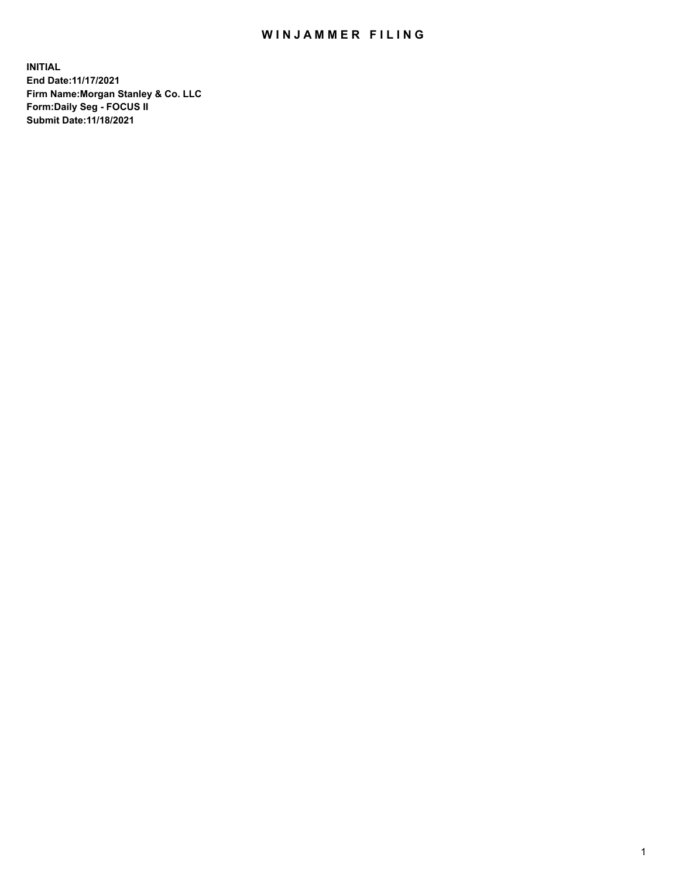# WINJAMMER FILING

**INITIAL**
**End Date:11/17/2021**
**Firm Name:Morgan Stanley & Co. LLC**
**Form:Daily Seg - FOCUS II**
**Submit Date:11/18/2021**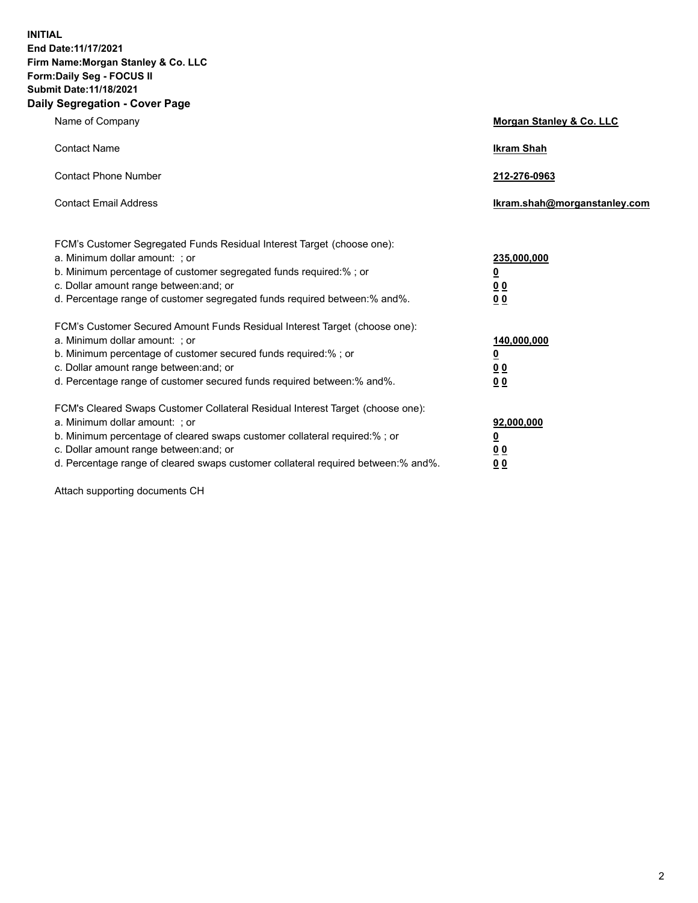**INITIAL**
**End Date:11/17/2021**
**Firm Name:Morgan Stanley & Co. LLC**
**Form:Daily Seg - FOCUS II**
**Submit Date:11/18/2021**

## Daily Segregation - Cover Page

| | |
|---|---|
| Name of Company | **Morgan Stanley & Co. LLC** |
| Contact Name | **Ikram Shah** |
| Contact Phone Number | **212-276-0963** |
| Contact Email Address | **Ikram.shah@morganstanley.com** |

| | |
|---|---|
| FCM's Customer Segregated Funds Residual Interest Target (choose one): | |
| a. Minimum dollar amount: ; or | **235,000,000** |
| b. Minimum percentage of customer segregated funds required:% ; or | **0** |
| c. Dollar amount range between:and; or | **0 0** |
| d. Percentage range of customer segregated funds required between:% and%. | **0 0** |
| FCM's Customer Secured Amount Funds Residual Interest Target (choose one): | |
| a. Minimum dollar amount: ; or | **140,000,000** |
| b. Minimum percentage of customer secured funds required:% ; or | **0** |
| c. Dollar amount range between:and; or | **0 0** |
| d. Percentage range of customer secured funds required between:% and%. | **0 0** |
| FCM's Cleared Swaps Customer Collateral Residual Interest Target (choose one): | |
| a. Minimum dollar amount: ; or | **92,000,000** |
| b. Minimum percentage of cleared swaps customer collateral required:% ; or | **0** |
| c. Dollar amount range between:and; or | **0 0** |
| d. Percentage range of cleared swaps customer collateral required between:% and%. | **0 0** |

Attach supporting documents CH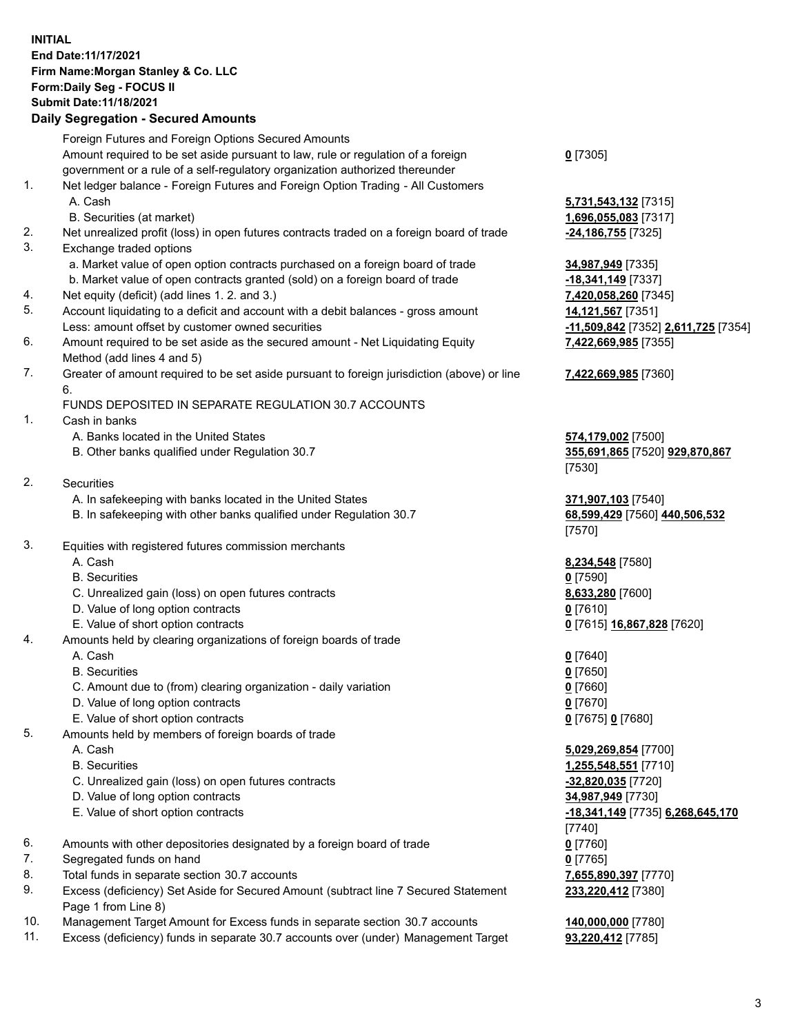**INITIAL**
**End Date:11/17/2021**
**Firm Name:Morgan Stanley & Co. LLC**
**Form:Daily Seg - FOCUS II**
**Submit Date:11/18/2021**

**Daily Segregation - Secured Amounts**

| | | |
|---|---|---|
| | Foreign Futures and Foreign Options Secured Amounts | |
| | Amount required to be set aside pursuant to law, rule or regulation of a foreign government or a rule of a self-regulatory organization authorized thereunder | **0** [7305] |
| 1. | Net ledger balance - Foreign Futures and Foreign Option Trading - All Customers | |
| | A. Cash | **5,731,543,132** [7315] |
| | B. Securities (at market) | **1,696,055,083** [7317] |
| 2. | Net unrealized profit (loss) in open futures contracts traded on a foreign board of trade | **-24,186,755** [7325] |
| 3. | Exchange traded options | |
| | a. Market value of open option contracts purchased on a foreign board of trade | **34,987,949** [7335] |
| | b. Market value of open contracts granted (sold) on a foreign board of trade | **-18,341,149** [7337] |
| 4. | Net equity (deficit) (add lines 1. 2. and 3.) | **7,420,058,260** [7345] |
| 5. | Account liquidating to a deficit and account with a debit balances - gross amount | **14,121,567** [7351] |
| | Less: amount offset by customer owned securities | **-11,509,842** [7352] **2,611,725** [7354] |
| 6. | Amount required to be set aside as the secured amount - Net Liquidating Equity Method (add lines 4 and 5) | **7,422,669,985** [7355] |
| 7. | Greater of amount required to be set aside pursuant to foreign jurisdiction (above) or line 6. | **7,422,669,985** [7360] |
| | FUNDS DEPOSITED IN SEPARATE REGULATION 30.7 ACCOUNTS | |
| 1. | Cash in banks | |
| | A. Banks located in the United States | **574,179,002** [7500] |
| | B. Other banks qualified under Regulation 30.7 | **355,691,865** [7520] **929,870,867** [7530] |
| 2. | Securities | |
| | A. In safekeeping with banks located in the United States | **371,907,103** [7540] |
| | B. In safekeeping with other banks qualified under Regulation 30.7 | **68,599,429** [7560] **440,506,532** [7570] |
| 3. | Equities with registered futures commission merchants | |
| | A. Cash | **8,234,548** [7580] |
| | B. Securities | **0** [7590] |
| | C. Unrealized gain (loss) on open futures contracts | **8,633,280** [7600] |
| | D. Value of long option contracts | **0** [7610] |
| | E. Value of short option contracts | **0** [7615] **16,867,828** [7620] |
| 4. | Amounts held by clearing organizations of foreign boards of trade | |
| | A. Cash | **0** [7640] |
| | B. Securities | **0** [7650] |
| | C. Amount due to (from) clearing organization - daily variation | **0** [7660] |
| | D. Value of long option contracts | **0** [7670] |
| | E. Value of short option contracts | **0** [7675] **0** [7680] |
| 5. | Amounts held by members of foreign boards of trade | |
| | A. Cash | **5,029,269,854** [7700] |
| | B. Securities | **1,255,548,551** [7710] |
| | C. Unrealized gain (loss) on open futures contracts | **-32,820,035** [7720] |
| | D. Value of long option contracts | **34,987,949** [7730] |
| | E. Value of short option contracts | **-18,341,149** [7735] **6,268,645,170** [7740] |
| 6. | Amounts with other depositories designated by a foreign board of trade | **0** [7760] |
| 7. | Segregated funds on hand | **0** [7765] |
| 8. | Total funds in separate section 30.7 accounts | **7,655,890,397** [7770] |
| 9. | Excess (deficiency) Set Aside for Secured Amount (subtract line 7 Secured Statement Page 1 from Line 8) | **233,220,412** [7380] |
| 10. | Management Target Amount for Excess funds in separate section 30.7 accounts | **140,000,000** [7780] |
| 11. | Excess (deficiency) funds in separate 30.7 accounts over (under) Management Target | **93,220,412** [7785] |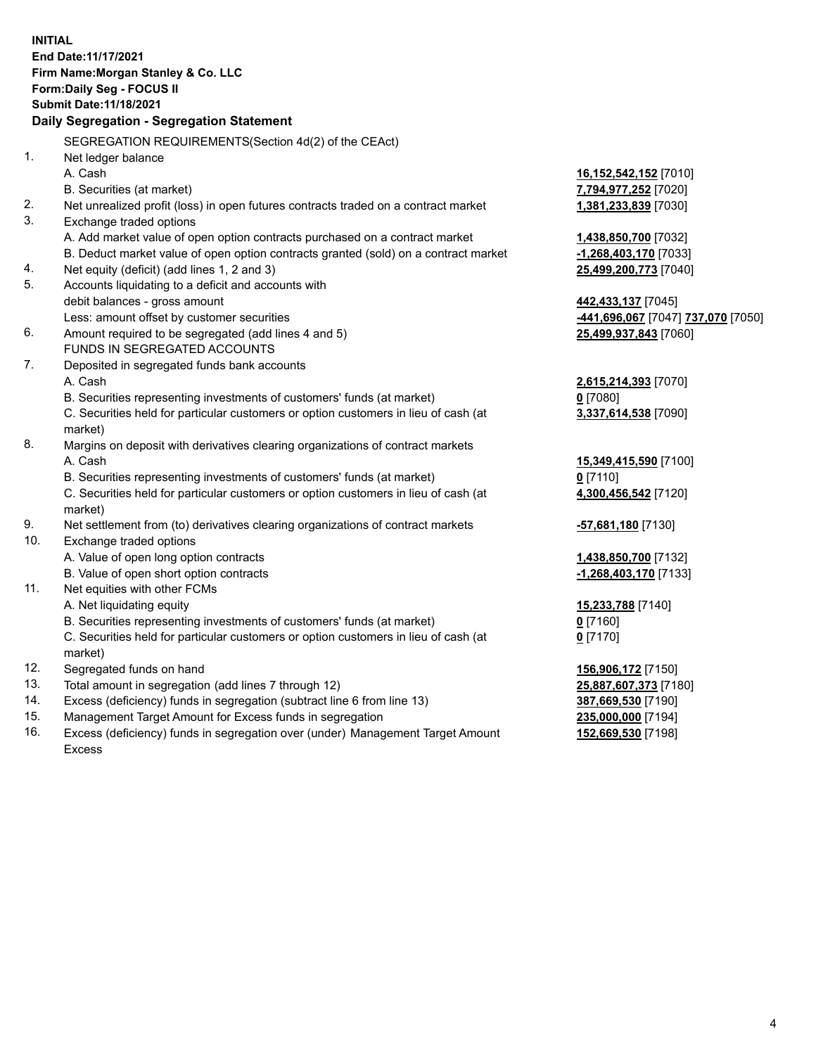**INITIAL**
**End Date:11/17/2021**
**Firm Name:Morgan Stanley & Co. LLC**
**Form:Daily Seg - FOCUS II**
**Submit Date:11/18/2021**

## Daily Segregation - Segregation Statement

SEGREGATION REQUIREMENTS(Section 4d(2) of the CEAct)

| | | |
|---|---|---|
| 1. | Net ledger balance | |
| | A. Cash | **16,152,542,152** [7010] |
| | B. Securities (at market) | **7,794,977,252** [7020] |
| 2. | Net unrealized profit (loss) in open futures contracts traded on a contract market | **1,381,233,839** [7030] |
| 3. | Exchange traded options | |
| | A. Add market value of open option contracts purchased on a contract market | **1,438,850,700** [7032] |
| | B. Deduct market value of open option contracts granted (sold) on a contract market | **-1,268,403,170** [7033] |
| 4. | Net equity (deficit) (add lines 1, 2 and 3) | **25,499,200,773** [7040] |
| 5. | Accounts liquidating to a deficit and accounts with debit balances - gross amount | **442,433,137** [7045] |
| | Less: amount offset by customer securities | **-441,696,067** [7047] **737,070** [7050] |
| 6. | Amount required to be segregated (add lines 4 and 5) | **25,499,937,843** [7060] |
| | FUNDS IN SEGREGATED ACCOUNTS | |
| 7. | Deposited in segregated funds bank accounts | |
| | A. Cash | **2,615,214,393** [7070] |
| | B. Securities representing investments of customers' funds (at market) | **0** [7080] |
| | C. Securities held for particular customers or option customers in lieu of cash (at market) | **3,337,614,538** [7090] |
| 8. | Margins on deposit with derivatives clearing organizations of contract markets | |
| | A. Cash | **15,349,415,590** [7100] |
| | B. Securities representing investments of customers' funds (at market) | **0** [7110] |
| | C. Securities held for particular customers or option customers in lieu of cash (at market) | **4,300,456,542** [7120] |
| 9. | Net settlement from (to) derivatives clearing organizations of contract markets | **-57,681,180** [7130] |
| 10. | Exchange traded options | |
| | A. Value of open long option contracts | **1,438,850,700** [7132] |
| | B. Value of open short option contracts | **-1,268,403,170** [7133] |
| 11. | Net equities with other FCMs | |
| | A. Net liquidating equity | **15,233,788** [7140] |
| | B. Securities representing investments of customers' funds (at market) | **0** [7160] |
| | C. Securities held for particular customers or option customers in lieu of cash (at market) | **0** [7170] |
| 12. | Segregated funds on hand | **156,906,172** [7150] |
| 13. | Total amount in segregation (add lines 7 through 12) | **25,887,607,373** [7180] |
| 14. | Excess (deficiency) funds in segregation (subtract line 6 from line 13) | **387,669,530** [7190] |
| 15. | Management Target Amount for Excess funds in segregation | **235,000,000** [7194] |
| 16. | Excess (deficiency) funds in segregation over (under) Management Target Amount Excess | **152,669,530** [7198] |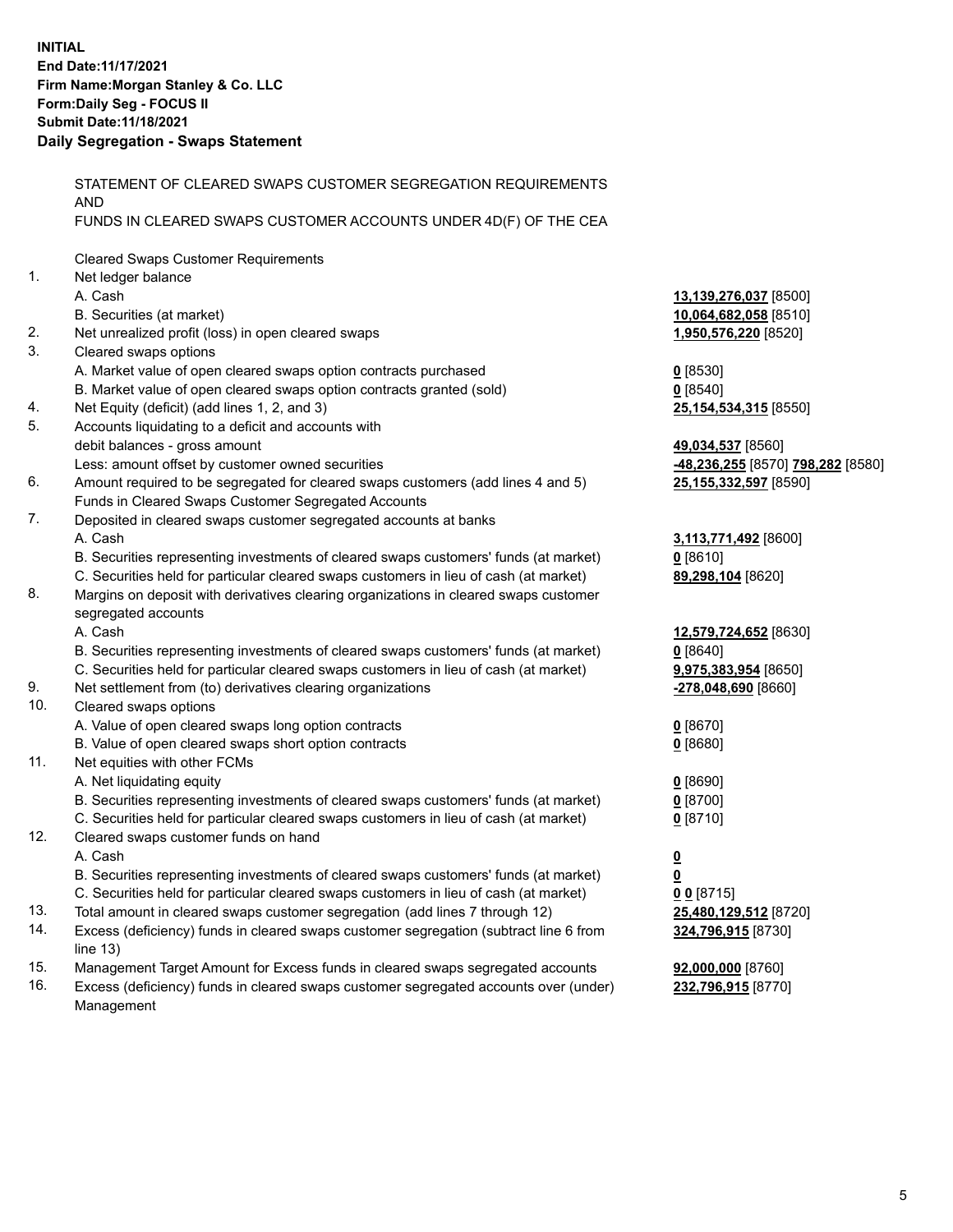**INITIAL**
**End Date:11/17/2021**
**Firm Name:Morgan Stanley & Co. LLC**
**Form:Daily Seg - FOCUS II**
**Submit Date:11/18/2021**
**Daily Segregation - Swaps Statement**

STATEMENT OF CLEARED SWAPS CUSTOMER SEGREGATION REQUIREMENTS AND FUNDS IN CLEARED SWAPS CUSTOMER ACCOUNTS UNDER 4D(F) OF THE CEA

| | | |
|---|---|---|
| | Cleared Swaps Customer Requirements | |
| 1. | Net ledger balance | |
| | A. Cash | **13,139,276,037** [8500] |
| | B. Securities (at market) | **10,064,682,058** [8510] |
| 2. | Net unrealized profit (loss) in open cleared swaps | **1,950,576,220** [8520] |
| 3. | Cleared swaps options | |
| | A. Market value of open cleared swaps option contracts purchased | **0** [8530] |
| | B. Market value of open cleared swaps option contracts granted (sold) | **0** [8540] |
| 4. | Net Equity (deficit) (add lines 1, 2, and 3) | **25,154,534,315** [8550] |
| 5. | Accounts liquidating to a deficit and accounts with debit balances - gross amount | **49,034,537** [8560] |
| | Less: amount offset by customer owned securities | **-48,236,255** [8570] **798,282** [8580] |
| 6. | Amount required to be segregated for cleared swaps customers (add lines 4 and 5) | **25,155,332,597** [8590] |
| | Funds in Cleared Swaps Customer Segregated Accounts | |
| 7. | Deposited in cleared swaps customer segregated accounts at banks | |
| | A. Cash | **3,113,771,492** [8600] |
| | B. Securities representing investments of cleared swaps customers' funds (at market) | **0** [8610] |
| | C. Securities held for particular cleared swaps customers in lieu of cash (at market) | **89,298,104** [8620] |
| 8. | Margins on deposit with derivatives clearing organizations in cleared swaps customer segregated accounts | |
| | A. Cash | **12,579,724,652** [8630] |
| | B. Securities representing investments of cleared swaps customers' funds (at market) | **0** [8640] |
| | C. Securities held for particular cleared swaps customers in lieu of cash (at market) | **9,975,383,954** [8650] |
| 9. | Net settlement from (to) derivatives clearing organizations | **-278,048,690** [8660] |
| 10. | Cleared swaps options | |
| | A. Value of open cleared swaps long option contracts | **0** [8670] |
| | B. Value of open cleared swaps short option contracts | **0** [8680] |
| 11. | Net equities with other FCMs | |
| | A. Net liquidating equity | **0** [8690] |
| | B. Securities representing investments of cleared swaps customers' funds (at market) | **0** [8700] |
| | C. Securities held for particular cleared swaps customers in lieu of cash (at market) | **0** [8710] |
| 12. | Cleared swaps customer funds on hand | |
| | A. Cash | **0** |
| | B. Securities representing investments of cleared swaps customers' funds (at market) | **0** |
| | C. Securities held for particular cleared swaps customers in lieu of cash (at market) | **0** **0** [8715] |
| 13. | Total amount in cleared swaps customer segregation (add lines 7 through 12) | **25,480,129,512** [8720] |
| 14. | Excess (deficiency) funds in cleared swaps customer segregation (subtract line 6 from line 13) | **324,796,915** [8730] |
| 15. | Management Target Amount for Excess funds in cleared swaps segregated accounts | **92,000,000** [8760] |
| 16. | Excess (deficiency) funds in cleared swaps customer segregated accounts over (under) Management | **232,796,915** [8770] |